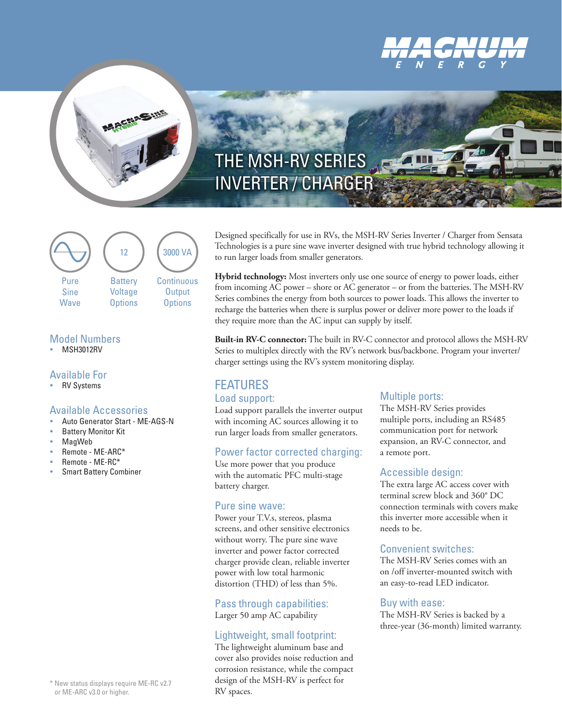# THE MSH-RV SERIES INVERTER / CHARGER

Pure Sine Wave

12 Battery Voltage Options

3000 VA Continuous Output Options

## Model Numbers

- MSH3012RV

## Available For

- RV Systems

## Available Accessories

- Auto Generator Start - ME-AGS-N
- Battery Monitor Kit
- MagWeb
- Remote - ME-ARC*
- Remote - ME-RC*
- Smart Battery Combiner

* New status displays require ME-RC v2.7 or ME-ARC v3.0 or higher.

Designed specifically for use in RVs, the MSH-RV Series Inverter / Charger from Sensata Technologies is a pure sine wave inverter designed with true hybrid technology allowing it to run larger loads from smaller generators.

**Hybrid technology:** Most inverters only use one source of energy to power loads, either from incoming AC power – shore or AC generator – or from the batteries. The MSH-RV Series combines the energy from both sources to power loads. This allows the inverter to recharge the batteries when there is surplus power or deliver more power to the loads if they require more than the AC input can supply by itself.

**Built-in RV-C connector:** The built in RV-C connector and protocol allows the MSH-RV Series to multiplex directly with the RV's network bus/backbone. Program your inverter/charger settings using the RV's system monitoring display.

## FEATURES

### Load support:

Load support parallels the inverter output with incoming AC sources allowing it to run larger loads from smaller generators.

### Power factor corrected charging:

Use more power that you produce with the automatic PFC multi-stage battery charger.

### Pure sine wave:

Power your T.V.s, stereos, plasma screens, and other sensitive electronics without worry. The pure sine wave inverter and power factor corrected charger provide clean, reliable inverter power with low total harmonic distortion (THD) of less than 5%.

### Pass through capabilities:

Larger 50 amp AC capability

### Lightweight, small footprint:

The lightweight aluminum base and cover also provides noise reduction and corrosion resistance, while the compact design of the MSH-RV is perfect for RV spaces.

### Multiple ports:

The MSH-RV Series provides multiple ports, including an RS485 communication port for network expansion, an RV-C connector, and a remote port.

### Accessible design:

The extra large AC access cover with terminal screw block and 360° DC connection terminals with covers make this inverter more accessible when it needs to be.

### Convenient switches:

The MSH-RV Series comes with an on /off inverter-mounted switch with an easy-to-read LED indicator.

### Buy with ease:

The MSH-RV Series is backed by a three-year (36-month) limited warranty.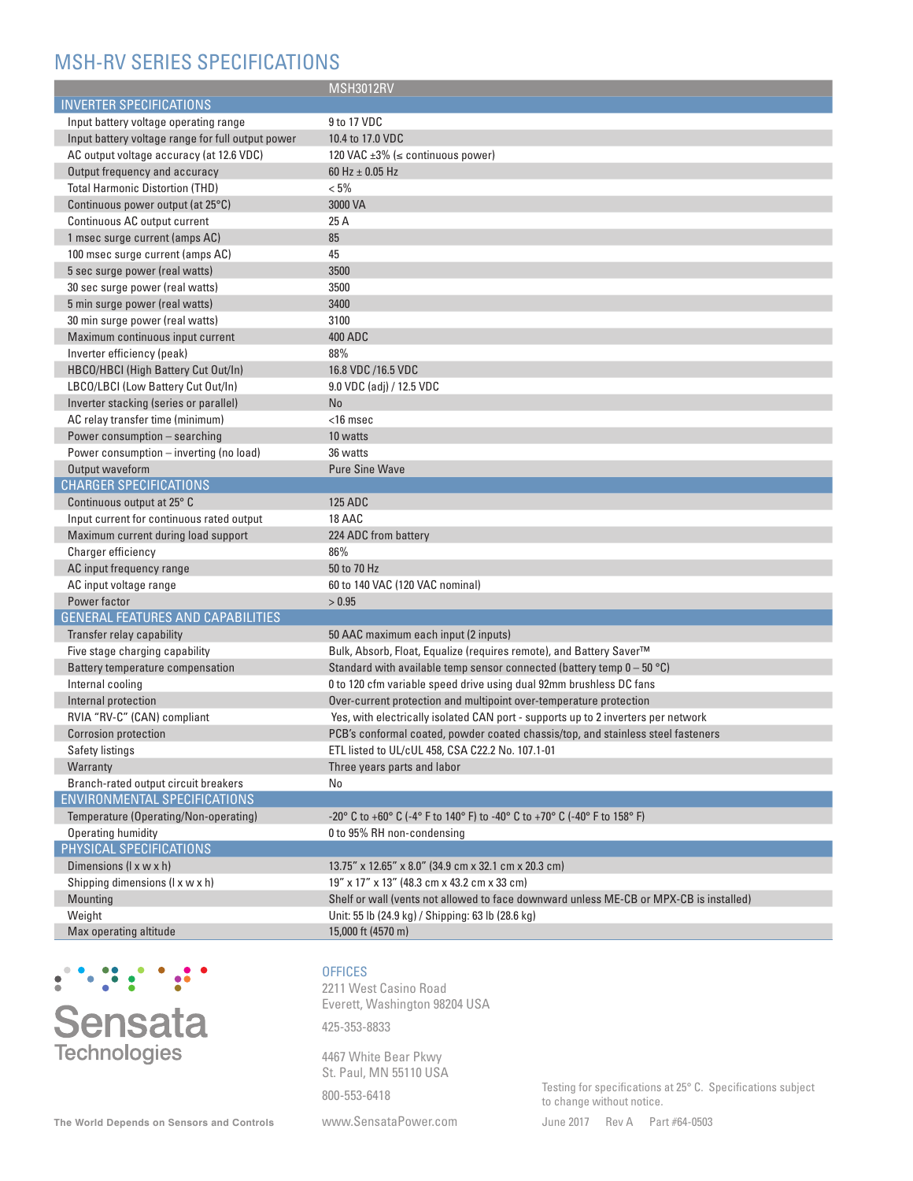# MSH-RV SERIES SPECIFICATIONS

| | MSH3012RV |
|---|---|
| **INVERTER SPECIFICATIONS** | |
| Input battery voltage operating range | 9 to 17 VDC |
| Input battery voltage range for full output power | 10.4 to 17.0 VDC |
| AC output voltage accuracy (at 12.6 VDC) | 120 VAC ±3% (≤ continuous power) |
| Output frequency and accuracy | 60 Hz ± 0.05 Hz |
| Total Harmonic Distortion (THD) | < 5% |
| Continuous power output (at 25°C) | 3000 VA |
| Continuous AC output current | 25 A |
| 1 msec surge current (amps AC) | 85 |
| 100 msec surge current (amps AC) | 45 |
| 5 sec surge power (real watts) | 3500 |
| 30 sec surge power (real watts) | 3500 |
| 5 min surge power (real watts) | 3400 |
| 30 min surge power (real watts) | 3100 |
| Maximum continuous input current | 400 ADC |
| Inverter efficiency (peak) | 88% |
| HBCO/HBCI (High Battery Cut Out/In) | 16.8 VDC /16.5 VDC |
| LBCO/LBCI (Low Battery Cut Out/In) | 9.0 VDC (adj) / 12.5 VDC |
| Inverter stacking (series or parallel) | No |
| AC relay transfer time (minimum) | <16 msec |
| Power consumption – searching | 10 watts |
| Power consumption – inverting (no load) | 36 watts |
| Output waveform | Pure Sine Wave |
| **CHARGER SPECIFICATIONS** | |
| Continuous output at 25° C | 125 ADC |
| Input current for continuous rated output | 18 AAC |
| Maximum current during load support | 224 ADC from battery |
| Charger efficiency | 86% |
| AC input frequency range | 50 to 70 Hz |
| AC input voltage range | 60 to 140 VAC (120 VAC nominal) |
| Power factor | > 0.95 |
| **GENERAL FEATURES AND CAPABILITIES** | |
| Transfer relay capability | 50 AAC maximum each input (2 inputs) |
| Five stage charging capability | Bulk, Absorb, Float, Equalize (requires remote), and Battery Saver™ |
| Battery temperature compensation | Standard with available temp sensor connected (battery temp 0 – 50 °C) |
| Internal cooling | 0 to 120 cfm variable speed drive using dual 92mm brushless DC fans |
| Internal protection | Over-current protection and multipoint over-temperature protection |
| RVIA "RV-C" (CAN) compliant | Yes, with electrically isolated CAN port - supports up to 2 inverters per network |
| Corrosion protection | PCB's conformal coated, powder coated chassis/top, and stainless steel fasteners |
| Safety listings | ETL listed to UL/cUL 458, CSA C22.2 No. 107.1-01 |
| Warranty | Three years parts and labor |
| Branch-rated output circuit breakers | No |
| **ENVIRONMENTAL SPECIFICATIONS** | |
| Temperature (Operating/Non-operating) | -20° C to +60° C (-4° F to 140° F) to -40° C to +70° C (-40° F to 158° F) |
| Operating humidity | 0 to 95% RH non-condensing |
| **PHYSICAL SPECIFICATIONS** | |
| Dimensions (l x w x h) | 13.75" x 12.65" x 8.0" (34.9 cm x 32.1 cm x 20.3 cm) |
| Shipping dimensions (l x w x h) | 19" x 17" x 13" (48.3 cm x 43.2 cm x 33 cm) |
| Mounting | Shelf or wall (vents not allowed to face downward unless ME-CB or MPX-CB is installed) |
| Weight | Unit: 55 lb (24.9 kg) / Shipping: 63 lb (28.6 kg) |
| Max operating altitude | 15,000 ft (4570 m) |

Sensata Technologies

The World Depends on Sensors and Controls

OFFICES

2211 West Casino Road
Everett, Washington 98204 USA

425-353-8833

4467 White Bear Pkwy
St. Paul, MN 55110 USA

800-553-6418

www.SensataPower.com

Testing for specifications at 25° C. Specifications subject to change without notice.

June 2017 Rev A Part #64-0503